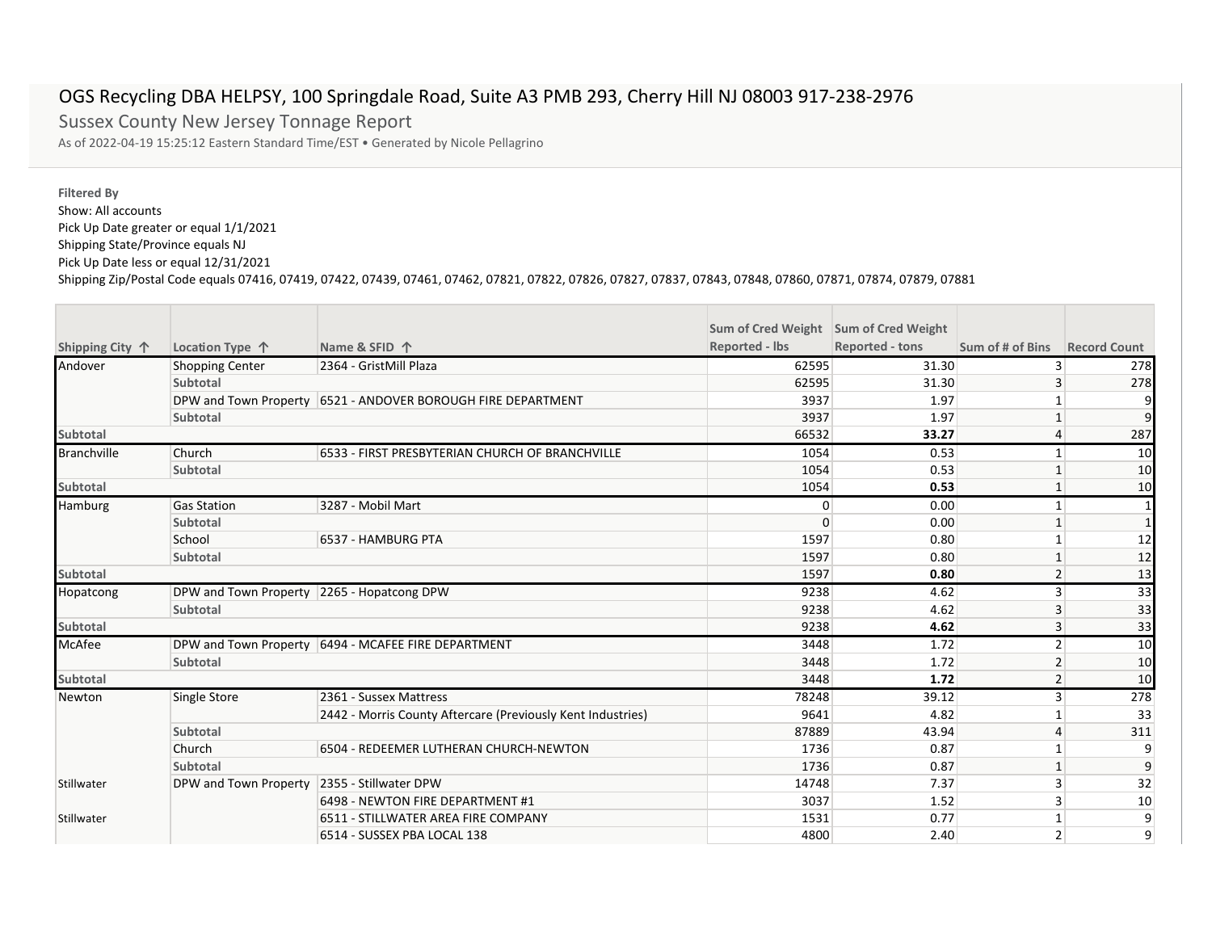# OGS Recycling DBA HELPSY, 100 Springdale Road, Suite A3 PMB 293, Cherry Hill NJ 08003 917-238-2976

## Sussex County New Jersey Tonnage Report

As of 2022-04-19 15:25:12 Eastern Standard Time/EST • Generated by Nicole Pellagrino

**Filtered By**

Show: All accounts
Pick Up Date greater or equal 1/1/2021
Shipping State/Province equals NJ
Pick Up Date less or equal 12/31/2021
Shipping Zip/Postal Code equals 07416, 07419, 07422, 07439, 07461, 07462, 07821, 07822, 07826, 07827, 07837, 07843, 07848, 07860, 07871, 07874, 07879, 07881

| Shipping City ↑ | Location Type ↑ | Name & SFID ↑ | Sum of Cred Weight Reported - lbs | Sum of Cred Weight Reported - tons | Sum of # of Bins | Record Count |
|---|---|---|---|---|---|---|
| Andover | Shopping Center | 2364 - GristMill Plaza | 62595 | 31.30 | 3 | 278 |
| | **Subtotal** | | 62595 | 31.30 | 3 | 278 |
| | DPW and Town Property | 6521 - ANDOVER BOROUGH FIRE DEPARTMENT | 3937 | 1.97 | 1 | 9 |
| | **Subtotal** | | 3937 | 1.97 | 1 | 9 |
| **Subtotal** | | | 66532 | **33.27** | 4 | 287 |
| Branchville | Church | 6533 - FIRST PRESBYTERIAN CHURCH OF BRANCHVILLE | 1054 | 0.53 | 1 | 10 |
| | **Subtotal** | | 1054 | 0.53 | 1 | 10 |
| **Subtotal** | | | 1054 | **0.53** | 1 | 10 |
| Hamburg | Gas Station | 3287 - Mobil Mart | 0 | 0.00 | 1 | 1 |
| | **Subtotal** | | 0 | 0.00 | 1 | 1 |
| | School | 6537 - HAMBURG PTA | 1597 | 0.80 | 1 | 12 |
| | **Subtotal** | | 1597 | 0.80 | 1 | 12 |
| **Subtotal** | | | 1597 | **0.80** | 2 | 13 |
| Hopatcong | DPW and Town Property | 2265 - Hopatcong DPW | 9238 | 4.62 | 3 | 33 |
| | **Subtotal** | | 9238 | 4.62 | 3 | 33 |
| **Subtotal** | | | 9238 | **4.62** | 3 | 33 |
| McAfee | DPW and Town Property | 6494 - MCAFEE FIRE DEPARTMENT | 3448 | 1.72 | 2 | 10 |
| | **Subtotal** | | 3448 | 1.72 | 2 | 10 |
| **Subtotal** | | | 3448 | **1.72** | 2 | 10 |
| Newton | Single Store | 2361 - Sussex Mattress | 78248 | 39.12 | 3 | 278 |
| | | 2442 - Morris County Aftercare (Previously Kent Industries) | 9641 | 4.82 | 1 | 33 |
| | **Subtotal** | | 87889 | 43.94 | 4 | 311 |
| | Church | 6504 - REDEEMER LUTHERAN CHURCH-NEWTON | 1736 | 0.87 | 1 | 9 |
| | **Subtotal** | | 1736 | 0.87 | 1 | 9 |
| Stillwater | DPW and Town Property | 2355 - Stillwater DPW | 14748 | 7.37 | 3 | 32 |
| | | 6498 - NEWTON FIRE DEPARTMENT #1 | 3037 | 1.52 | 3 | 10 |
| Stillwater | | 6511 - STILLWATER AREA FIRE COMPANY | 1531 | 0.77 | 1 | 9 |
| | | 6514 - SUSSEX PBA LOCAL 138 | 4800 | 2.40 | 2 | 9 |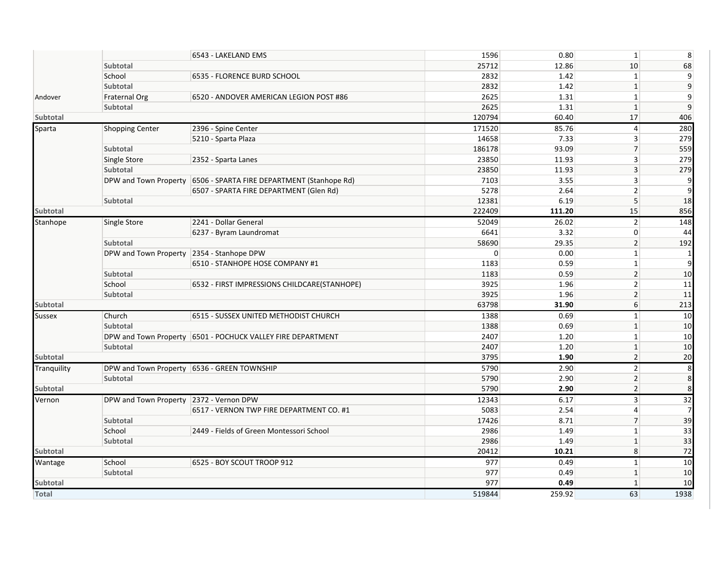| | | | | | | |
|---|---|---|---|---|---|---|
| | | 6543 - LAKELAND EMS | 1596 | 0.80 | 1 | 8 |
| | Subtotal | | 25712 | 12.86 | 10 | 68 |
| | School | 6535 - FLORENCE BURD SCHOOL | 2832 | 1.42 | 1 | 9 |
| | Subtotal | | 2832 | 1.42 | 1 | 9 |
| Andover | Fraternal Org | 6520 - ANDOVER AMERICAN LEGION POST #86 | 2625 | 1.31 | 1 | 9 |
| | Subtotal | | 2625 | 1.31 | 1 | 9 |
| Subtotal | | | 120794 | 60.40 | 17 | 406 |
| Sparta | Shopping Center | 2396 - Spine Center | 171520 | 85.76 | 4 | 280 |
| | | 5210 - Sparta Plaza | 14658 | 7.33 | 3 | 279 |
| | Subtotal | | 186178 | 93.09 | 7 | 559 |
| | Single Store | 2352 - Sparta Lanes | 23850 | 11.93 | 3 | 279 |
| | Subtotal | | 23850 | 11.93 | 3 | 279 |
| | DPW and Town Property | 6506 - SPARTA FIRE DEPARTMENT (Stanhope Rd) | 7103 | 3.55 | 3 | 9 |
| | | 6507 - SPARTA FIRE DEPARTMENT (Glen Rd) | 5278 | 2.64 | 2 | 9 |
| | Subtotal | | 12381 | 6.19 | 5 | 18 |
| Subtotal | | | 222409 | **111.20** | 15 | 856 |
| Stanhope | Single Store | 2241 - Dollar General | 52049 | 26.02 | 2 | 148 |
| | | 6237 - Byram Laundromat | 6641 | 3.32 | 0 | 44 |
| | Subtotal | | 58690 | 29.35 | 2 | 192 |
| | DPW and Town Property | 2354 - Stanhope DPW | 0 | 0.00 | 1 | 1 |
| | | 6510 - STANHOPE HOSE COMPANY #1 | 1183 | 0.59 | 1 | 9 |
| | Subtotal | | 1183 | 0.59 | 2 | 10 |
| | School | 6532 - FIRST IMPRESSIONS CHILDCARE(STANHOPE) | 3925 | 1.96 | 2 | 11 |
| | Subtotal | | 3925 | 1.96 | 2 | 11 |
| Subtotal | | | 63798 | **31.90** | 6 | 213 |
| Sussex | Church | 6515 - SUSSEX UNITED METHODIST CHURCH | 1388 | 0.69 | 1 | 10 |
| | Subtotal | | 1388 | 0.69 | 1 | 10 |
| | DPW and Town Property | 6501 - POCHUCK VALLEY FIRE DEPARTMENT | 2407 | 1.20 | 1 | 10 |
| | Subtotal | | 2407 | 1.20 | 1 | 10 |
| Subtotal | | | 3795 | **1.90** | 2 | 20 |
| Tranquility | DPW and Town Property | 6536 - GREEN TOWNSHIP | 5790 | 2.90 | 2 | 8 |
| | Subtotal | | 5790 | 2.90 | 2 | 8 |
| Subtotal | | | 5790 | **2.90** | 2 | 8 |
| Vernon | DPW and Town Property | 2372 - Vernon DPW | 12343 | 6.17 | 3 | 32 |
| | | 6517 - VERNON TWP FIRE DEPARTMENT CO. #1 | 5083 | 2.54 | 4 | 7 |
| | Subtotal | | 17426 | 8.71 | 7 | 39 |
| | School | 2449 - Fields of Green Montessori School | 2986 | 1.49 | 1 | 33 |
| | Subtotal | | 2986 | 1.49 | 1 | 33 |
| Subtotal | | | 20412 | **10.21** | 8 | 72 |
| Wantage | School | 6525 - BOY SCOUT TROOP 912 | 977 | 0.49 | 1 | 10 |
| | Subtotal | | 977 | 0.49 | 1 | 10 |
| Subtotal | | | 977 | **0.49** | 1 | 10 |
| Total | | | 519844 | 259.92 | 63 | 1938 |